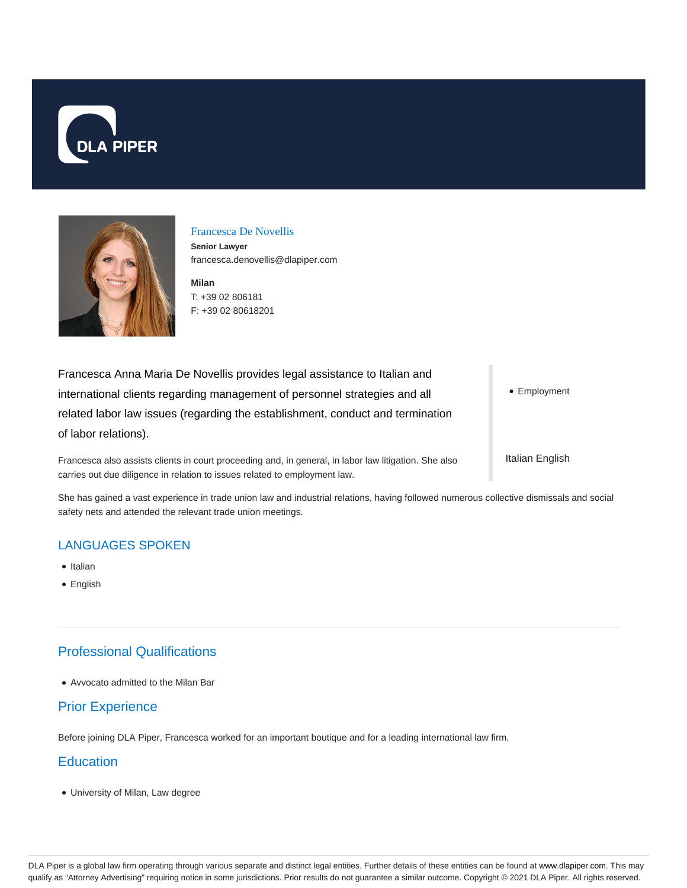# Francesca De Novellis

**Senior Lawyer**
francesca.denovellis@dlapiper.com

**Milan**
T: +39 02 806181
F: +39 02 80618201

Francesca Anna Maria De Novellis provides legal assistance to Italian and international clients regarding management of personnel strategies and all related labor law issues (regarding the establishment, conduct and termination of labor relations).

Francesca also assists clients in court proceeding and, in general, in labor law litigation. She also carries out due diligence in relation to issues related to employment law.

- Employment

Italian English

She has gained a vast experience in trade union law and industrial relations, having followed numerous collective dismissals and social safety nets and attended the relevant trade union meetings.

## LANGUAGES SPOKEN

- Italian
- English

## Professional Qualifications

- Avvocato admitted to the Milan Bar

## Prior Experience

Before joining DLA Piper, Francesca worked for an important boutique and for a leading international law firm.

## Education

- University of Milan, Law degree

DLA Piper is a global law firm operating through various separate and distinct legal entities. Further details of these entities can be found at www.dlapiper.com. This may qualify as "Attorney Advertising" requiring notice in some jurisdictions. Prior results do not guarantee a similar outcome. Copyright © 2021 DLA Piper. All rights reserved.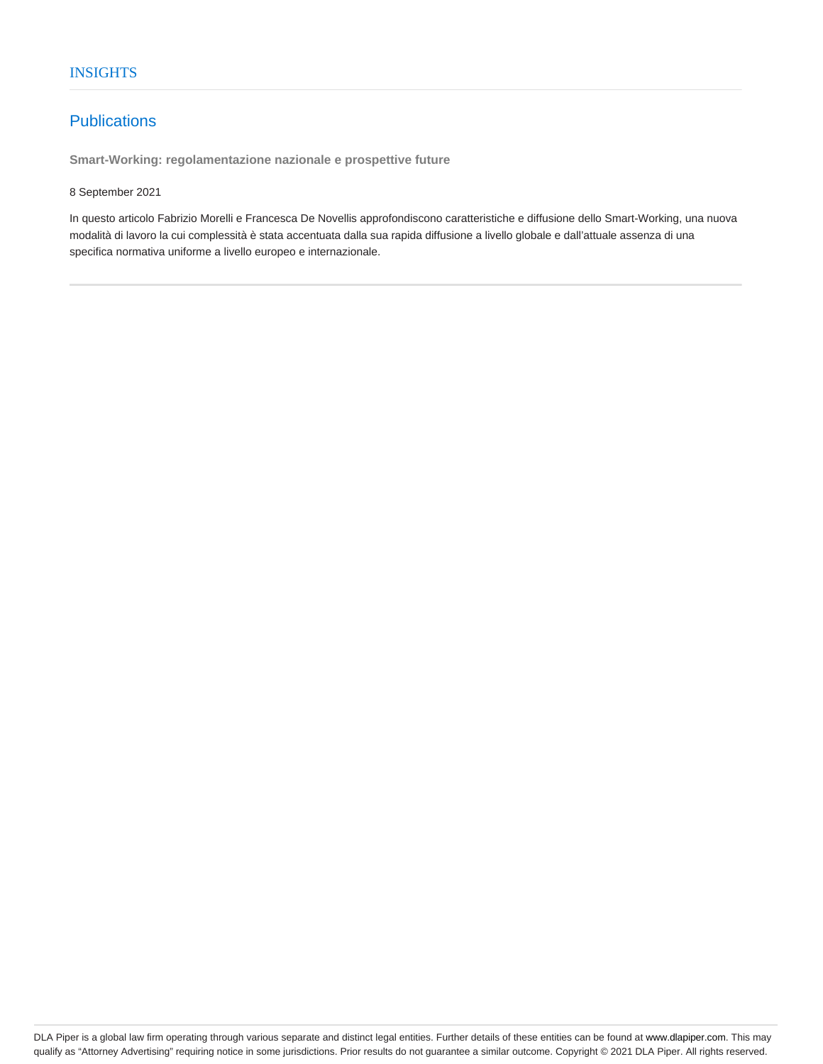INSIGHTS

## Publications

**Smart-Working: regolamentazione nazionale e prospettive future**

8 September 2021

In questo articolo Fabrizio Morelli e Francesca De Novellis approfondiscono caratteristiche e diffusione dello Smart-Working, una nuova modalità di lavoro la cui complessità è stata accentuata dalla sua rapida diffusione a livello globale e dall'attuale assenza di una specifica normativa uniforme a livello europeo e internazionale.

DLA Piper is a global law firm operating through various separate and distinct legal entities. Further details of these entities can be found at www.dlapiper.com. This may qualify as "Attorney Advertising" requiring notice in some jurisdictions. Prior results do not guarantee a similar outcome. Copyright © 2021 DLA Piper. All rights reserved.